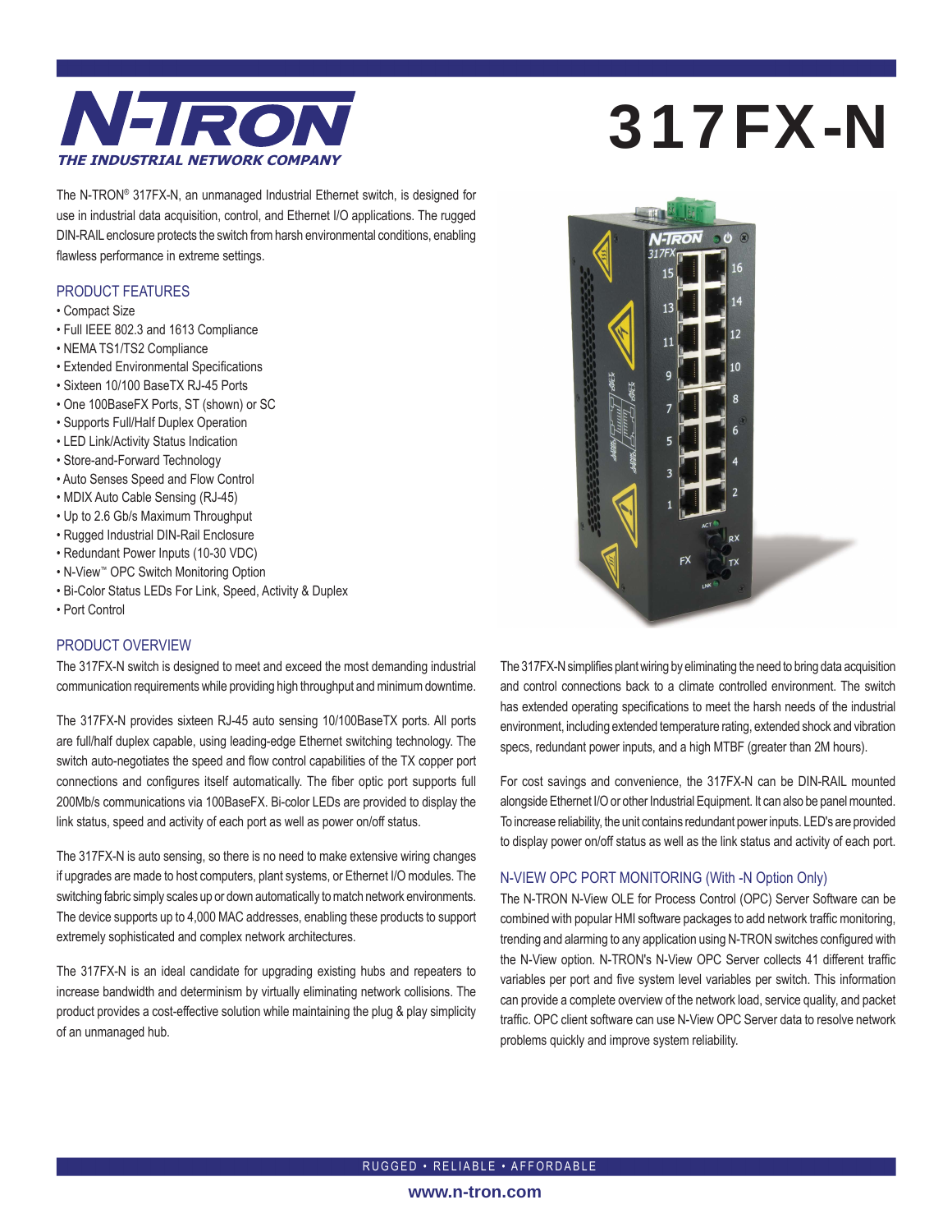# N-TRON

*THE INDUSTRIAL NETWORK COMPANY*

# 317FX-N

The N-TRON® 317FX-N, an unmanaged Industrial Ethernet switch, is designed for use in industrial data acquisition, control, and Ethernet I/O applications. The rugged DIN-RAIL enclosure protects the switch from harsh environmental conditions, enabling flawless performance in extreme settings.

## PRODUCT FEATURES

- Compact Size
- Full IEEE 802.3 and 1613 Compliance
- NEMA TS1/TS2 Compliance
- Extended Environmental Specifications
- Sixteen 10/100 BaseTX RJ-45 Ports
- One 100BaseFX Ports, ST (shown) or SC
- Supports Full/Half Duplex Operation
- LED Link/Activity Status Indication
- Store-and-Forward Technology
- Auto Senses Speed and Flow Control
- MDIX Auto Cable Sensing (RJ-45)
- Up to 2.6 Gb/s Maximum Throughput
- Rugged Industrial DIN-Rail Enclosure
- Redundant Power Inputs (10-30 VDC)
- N-View™ OPC Switch Monitoring Option
- Bi-Color Status LEDs For Link, Speed, Activity & Duplex
- Port Control

## PRODUCT OVERVIEW

The 317FX-N switch is designed to meet and exceed the most demanding industrial communication requirements while providing high throughput and minimum downtime.

The 317FX-N provides sixteen RJ-45 auto sensing 10/100BaseTX ports. All ports are full/half duplex capable, using leading-edge Ethernet switching technology. The switch auto-negotiates the speed and flow control capabilities of the TX copper port connections and configures itself automatically. The fiber optic port supports full 200Mb/s communications via 100BaseFX. Bi-color LEDs are provided to display the link status, speed and activity of each port as well as power on/off status.

The 317FX-N is auto sensing, so there is no need to make extensive wiring changes if upgrades are made to host computers, plant systems, or Ethernet I/O modules. The switching fabric simply scales up or down automatically to match network environments. The device supports up to 4,000 MAC addresses, enabling these products to support extremely sophisticated and complex network architectures.

The 317FX-N is an ideal candidate for upgrading existing hubs and repeaters to increase bandwidth and determinism by virtually eliminating network collisions. The product provides a cost-effective solution while maintaining the plug & play simplicity of an unmanaged hub.

The 317FX-N simplifies plant wiring by eliminating the need to bring data acquisition and control connections back to a climate controlled environment. The switch has extended operating specifications to meet the harsh needs of the industrial environment, including extended temperature rating, extended shock and vibration specs, redundant power inputs, and a high MTBF (greater than 2M hours).

For cost savings and convenience, the 317FX-N can be DIN-RAIL mounted alongside Ethernet I/O or other Industrial Equipment. It can also be panel mounted. To increase reliability, the unit contains redundant power inputs. LED's are provided to display power on/off status as well as the link status and activity of each port.

## N-VIEW OPC PORT MONITORING (With -N Option Only)

The N-TRON N-View OLE for Process Control (OPC) Server Software can be combined with popular HMI software packages to add network traffic monitoring, trending and alarming to any application using N-TRON switches configured with the N-View option. N-TRON's N-View OPC Server collects 41 different traffic variables per port and five system level variables per switch. This information can provide a complete overview of the network load, service quality, and packet traffic. OPC client software can use N-View OPC Server data to resolve network problems quickly and improve system reliability.

RUGGED • RELIABLE • AFFORDABLE

www.n-tron.com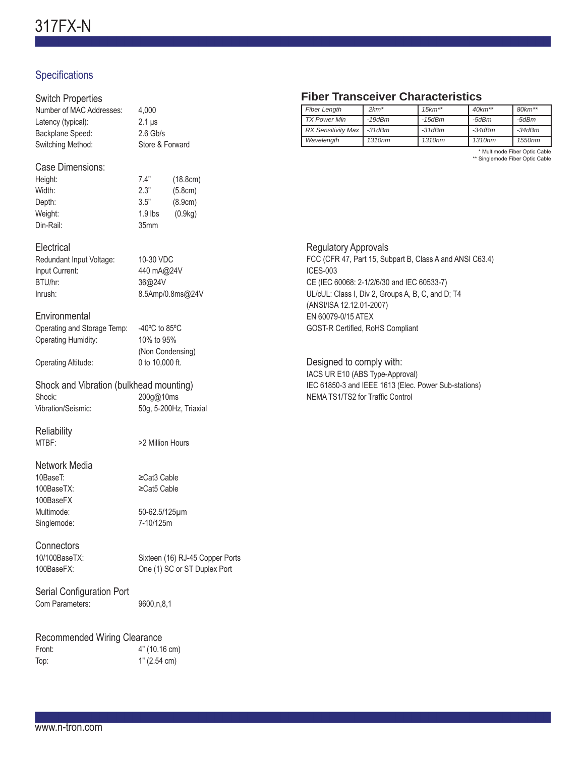# 317FX-N

## Specifications

### Switch Properties

| | |
|---|---|
| Number of MAC Addresses: | 4,000 |
| Latency (typical): | 2.1 µs |
| Backplane Speed: | 2.6 Gb/s |
| Switching Method: | Store & Forward |

### Case Dimensions:

| | | |
|---|---|---|
| Height: | 7.4" | (18.8cm) |
| Width: | 2.3" | (5.8cm) |
| Depth: | 3.5" | (8.9cm) |
| Weight: | 1.9 lbs | (0.9kg) |
| Din-Rail: | 35mm | |

### Electrical

| | |
|---|---|
| Redundant Input Voltage: | 10-30 VDC |
| Input Current: | 440 mA@24V |
| BTU/hr: | 36@24V |
| Inrush: | 8.5Amp/0.8ms@24V |

### Environmental

| | |
|---|---|
| Operating and Storage Temp: | -40ºC to 85ºC |
| Operating Humidity: | 10% to 95% (Non Condensing) |
| Operating Altitude: | 0 to 10,000 ft. |

### Shock and Vibration (bulkhead mounting)

| | |
|---|---|
| Shock: | 200g@10ms |
| Vibration/Seismic: | 50g, 5-200Hz, Triaxial |

### Reliability

| | |
|---|---|
| MTBF: | >2 Million Hours |

### Network Media

| | |
|---|---|
| 10BaseT: | ≥Cat3 Cable |
| 100BaseTX: | ≥Cat5 Cable |
| 100BaseFX | |
| Multimode: | 50-62.5/125µm |
| Singlemode: | 7-10/125m |

### Connectors

| | |
|---|---|
| 10/100BaseTX: | Sixteen (16) RJ-45 Copper Ports |
| 100BaseFX: | One (1) SC or ST Duplex Port |

### Serial Configuration Port

| | |
|---|---|
| Com Parameters: | 9600,n,8,1 |

### Recommended Wiring Clearance

| | |
|---|---|
| Front: | 4" (10.16 cm) |
| Top: | 1" (2.54 cm) |

## Fiber Transceiver Characteristics

| *Fiber Length* | *2km** | *15km*** | *40km*** | *80km*** |
|---|---|---|---|---|
| *TX Power Min* | *-19dBm* | *-15dBm* | *-5dBm* | *-5dBm* |
| *RX Sensitivity Max* | *-31dBm* | *-31dBm* | *-34dBm* | *-34dBm* |
| *Wavelength* | *1310nm* | *1310nm* | *1310nm* | *1550nm* |

\* Multimode Fiber Optic Cable
\*\* Singlemode Fiber Optic Cable

### Regulatory Approvals

FCC (CFR 47, Part 15, Subpart B, Class A and ANSI C63.4)
ICES-003
CE (IEC 60068: 2-1/2/6/30 and IEC 60533-7)
UL/cUL: Class I, Div 2, Groups A, B, C, and D; T4 (ANSI/ISA 12.12.01-2007)
EN 60079-0/15 ATEX
GOST-R Certified, RoHS Compliant

### Designed to comply with:

IACS UR E10 (ABS Type-Approval)
IEC 61850-3 and IEEE 1613 (Elec. Power Sub-stations)
NEMA TS1/TS2 for Traffic Control

www.n-tron.com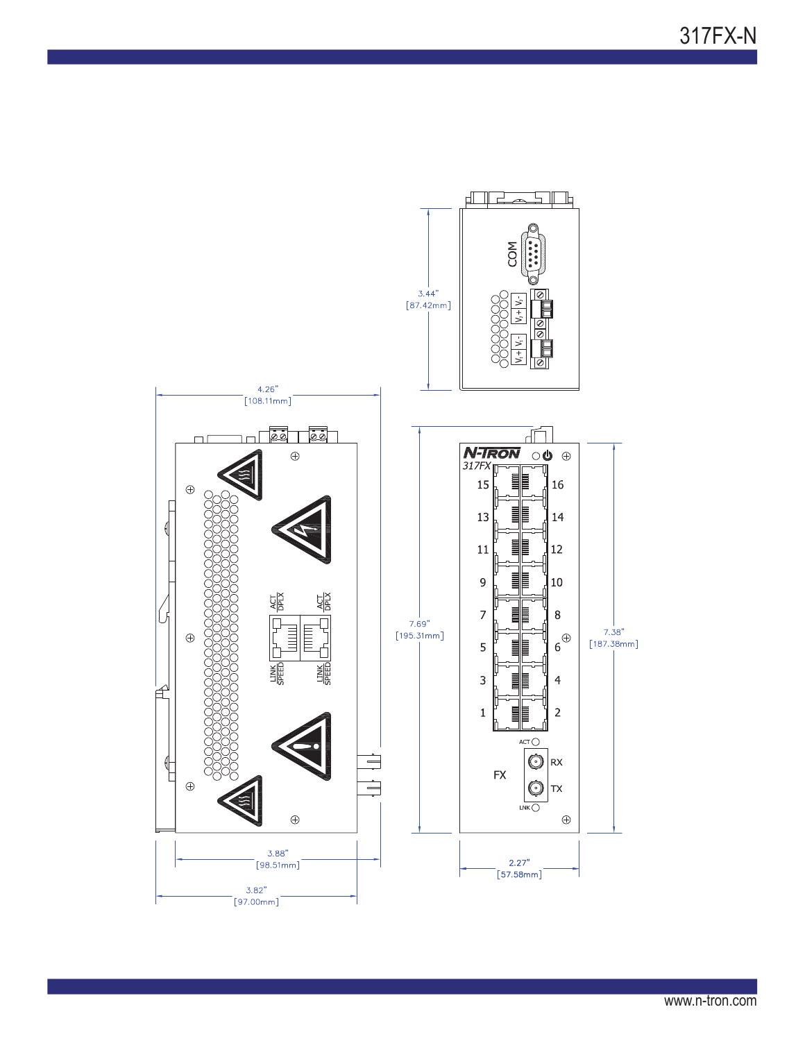3.44"
[87.42mm]

COM

$V_1$+ $V_1$-

$V_2$+ $V_2$-

4.26"
[108.11mm]

ACT DPLX

ACT DPLX

LINK SPEED

LINK SPEED

3.88"
[98.51mm]

3.82"
[97.00mm]

7.69"
[195.31mm]

N-TRON

317FX

15 16

13 14

11 12

9 10

7 8

5 6

3 4

1 2

ACT

FX

RX

TX

LNK

7.38"
[187.38mm]

2.27"
[57.58mm]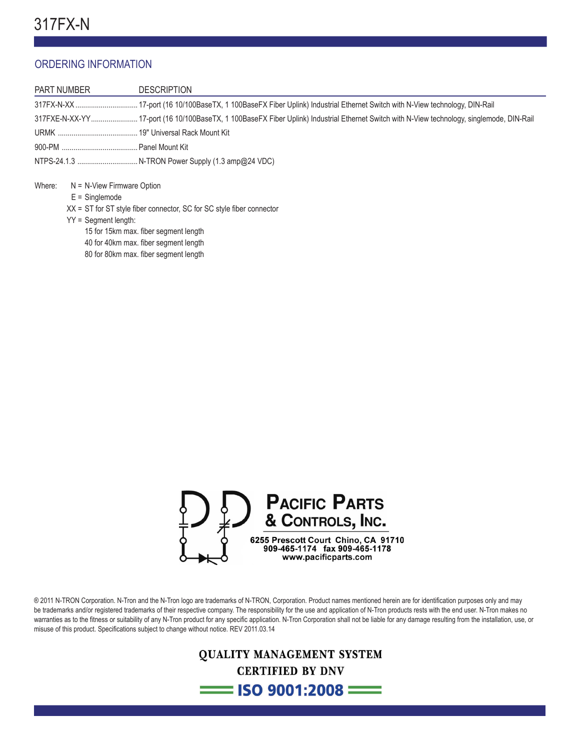# 317FX-N

## ORDERING INFORMATION

| PART NUMBER | DESCRIPTION |
|---|---|
| 317FX-N-XX | 17-port (16 10/100BaseTX, 1 100BaseFX Fiber Uplink) Industrial Ethernet Switch with N-View technology, DIN-Rail |
| 317FXE-N-XX-YY | 17-port (16 10/100BaseTX, 1 100BaseFX Fiber Uplink) Industrial Ethernet Switch with N-View technology, singlemode, DIN-Rail |
| URMK | 19" Universal Rack Mount Kit |
| 900-PM | Panel Mount Kit |
| NTPS-24.1.3 | N-TRON Power Supply (1.3 amp@24 VDC) |

Where:
- N = N-View Firmware Option
- E = Singlemode
- XX = ST for ST style fiber connector, SC for SC style fiber connector
- YY = Segment length:
  - 15 for 15km max. fiber segment length
  - 40 for 40km max. fiber segment length
  - 80 for 80km max. fiber segment length

**Pacific Parts & Controls, Inc.**
6255 Prescott Court Chino, CA 91710
909-465-1174 fax 909-465-1178
www.pacificparts.com

® 2011 N-TRON Corporation. N-Tron and the N-Tron logo are trademarks of N-TRON, Corporation. Product names mentioned herein are for identification purposes only and may be trademarks and/or registered trademarks of their respective company. The responsibility for the use and application of N-Tron products rests with the end user. N-Tron makes no warranties as to the fitness or suitability of any N-Tron product for any specific application. N-Tron Corporation shall not be liable for any damage resulting from the installation, use, or misuse of this product. Specifications subject to change without notice. REV 2011.03.14

QUALITY MANAGEMENT SYSTEM
CERTIFIED BY DNV
ISO 9001:2008